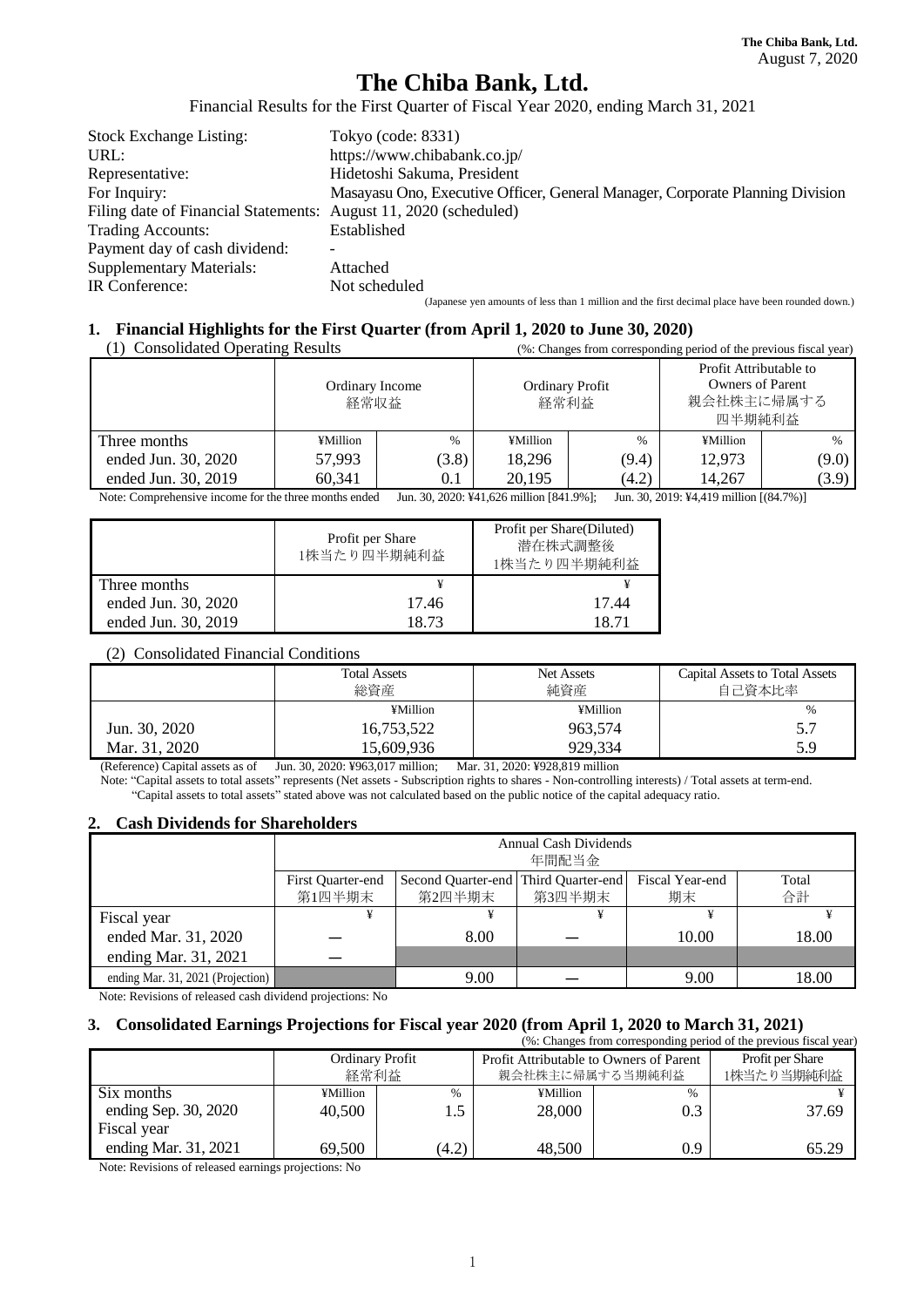The Chiba Bank, Ltd.
August 7, 2020

# The Chiba Bank, Ltd.

Financial Results for the First Quarter of Fiscal Year 2020, ending March 31, 2021

| | |
|---|---|
| Stock Exchange Listing: | Tokyo (code: 8331) |
| URL: | https://www.chibabank.co.jp/ |
| Representative: | Hidetoshi Sakuma, President |
| For Inquiry: | Masayasu Ono, Executive Officer, General Manager, Corporate Planning Division |
| Filing date of Financial Statements: | August 11, 2020 (scheduled) |
| Trading Accounts: | Established |
| Payment day of cash dividend: | - |
| Supplementary Materials: | Attached |
| IR Conference: | Not scheduled |

(Japanese yen amounts of less than 1 million and the first decimal place have been rounded down.)

## 1. Financial Highlights for the First Quarter (from April 1, 2020 to June 30, 2020)

(1) Consolidated Operating Results

(%: Changes from corresponding period of the previous fiscal year)

| | Ordinary Income 経常収益 | | Ordinary Profit 経常利益 | | Profit Attributable to Owners of Parent 親会社株主に帰属する四半期純利益 | |
|---|---|---|---|---|---|---|
| Three months | ¥Million | % | ¥Million | % | ¥Million | % |
| ended Jun. 30, 2020 | 57,993 | (3.8) | 18,296 | (9.4) | 12,973 | (9.0) |
| ended Jun. 30, 2019 | 60,341 | 0.1 | 20,195 | (4.2) | 14,267 | (3.9) |

Note: Comprehensive income for the three months ended Jun. 30, 2020: ¥41,626 million [841.9%]; Jun. 30, 2019: ¥4,419 million [(84.7%)]

| | Profit per Share 1株当たり四半期純利益 | Profit per Share(Diluted) 潜在株式調整後 1株当たり四半期純利益 |
|---|---|---|
| Three months | ¥ | ¥ |
| ended Jun. 30, 2020 | 17.46 | 17.44 |
| ended Jun. 30, 2019 | 18.73 | 18.71 |

(2) Consolidated Financial Conditions

| | Total Assets 総資産 | Net Assets 純資産 | Capital Assets to Total Assets 自己資本比率 |
|---|---|---|---|
| | ¥Million | ¥Million | % |
| Jun. 30, 2020 | 16,753,522 | 963,574 | 5.7 |
| Mar. 31, 2020 | 15,609,936 | 929,334 | 5.9 |

(Reference) Capital assets as of Jun. 30, 2020: ¥963,017 million; Mar. 31, 2020: ¥928,819 million

Note: "Capital assets to total assets" represents (Net assets - Subscription rights to shares - Non-controlling interests) / Total assets at term-end.
"Capital assets to total assets" stated above was not calculated based on the public notice of the capital adequacy ratio.

## 2. Cash Dividends for Shareholders

| | Annual Cash Dividends 年間配当金 | | | | |
|---|---|---|---|---|---|
| | First Quarter-end 第1四半期末 | Second Quarter-end 第2四半期末 | Third Quarter-end 第3四半期末 | Fiscal Year-end 期末 | Total 合計 |
| Fiscal year | ¥ | ¥ | ¥ | ¥ | ¥ |
| ended Mar. 31, 2020 | — | 8.00 | — | 10.00 | 18.00 |
| ending Mar. 31, 2021 | — | | | | |
| ending Mar. 31, 2021 (Projection) | | 9.00 | — | 9.00 | 18.00 |

Note: Revisions of released cash dividend projections: No

## 3. Consolidated Earnings Projections for Fiscal year 2020 (from April 1, 2020 to March 31, 2021)

(%: Changes from corresponding period of the previous fiscal year)

| | Ordinary Profit 経常利益 | | Profit Attributable to Owners of Parent 親会社株主に帰属する当期純利益 | | Profit per Share 1株当たり当期純利益 |
|---|---|---|---|---|---|
| Six months | ¥Million | % | ¥Million | % | ¥ |
| ending Sep. 30, 2020 | 40,500 | 1.5 | 28,000 | 0.3 | 37.69 |
| Fiscal year | | | | | |
| ending Mar. 31, 2021 | 69,500 | (4.2) | 48,500 | 0.9 | 65.29 |

Note: Revisions of released earnings projections: No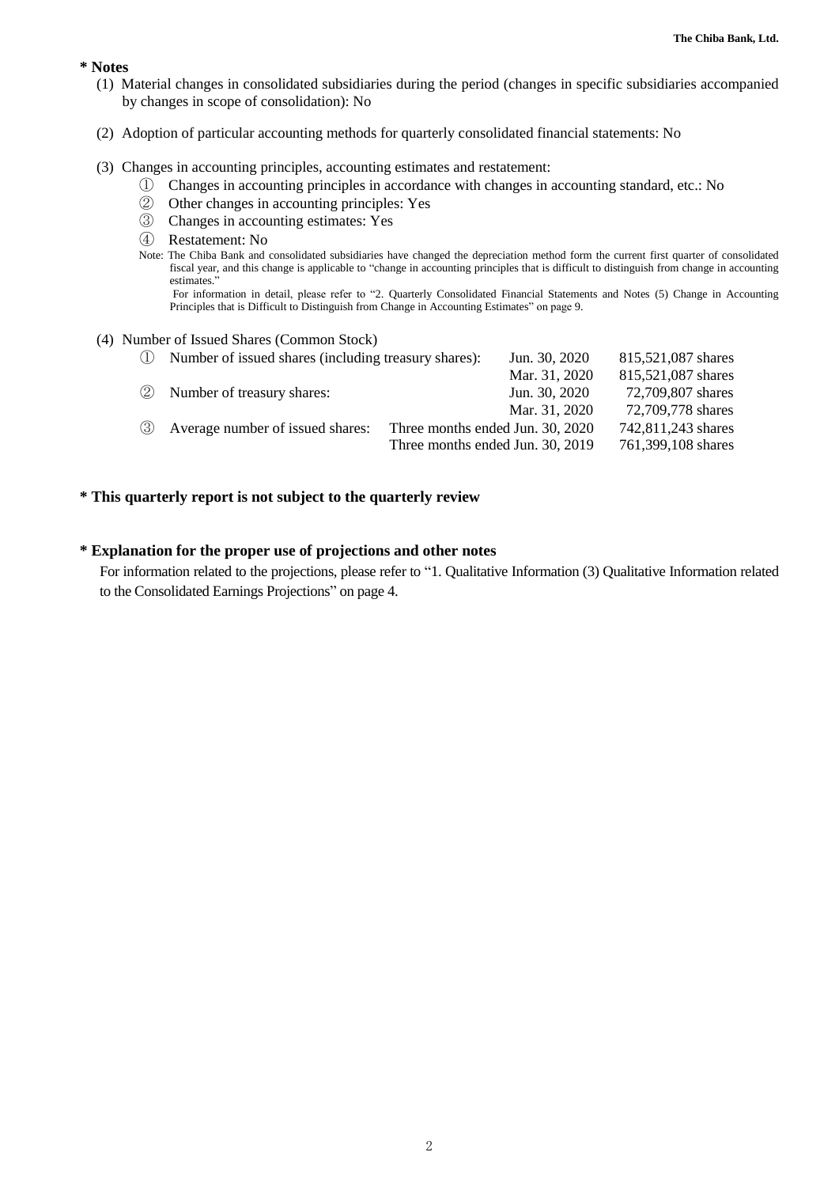**\* Notes**

(1) Material changes in consolidated subsidiaries during the period (changes in specific subsidiaries accompanied by changes in scope of consolidation): No

(2) Adoption of particular accounting methods for quarterly consolidated financial statements: No

(3) Changes in accounting principles, accounting estimates and restatement:

① Changes in accounting principles in accordance with changes in accounting standard, etc.: No
② Other changes in accounting principles: Yes
③ Changes in accounting estimates: Yes
④ Restatement: No

Note: The Chiba Bank and consolidated subsidiaries have changed the depreciation method form the current first quarter of consolidated fiscal year, and this change is applicable to "change in accounting principles that is difficult to distinguish from change in accounting estimates."
For information in detail, please refer to "2. Quarterly Consolidated Financial Statements and Notes (5) Change in Accounting Principles that is Difficult to Distinguish from Change in Accounting Estimates" on page 9.

(4) Number of Issued Shares (Common Stock)

| | | | |
|---|---|---|---|
| ① | Number of issued shares (including treasury shares): | Jun. 30, 2020 | 815,521,087 shares |
| | | Mar. 31, 2020 | 815,521,087 shares |
| ② | Number of treasury shares: | Jun. 30, 2020 | 72,709,807 shares |
| | | Mar. 31, 2020 | 72,709,778 shares |
| ③ | Average number of issued shares: | Three months ended Jun. 30, 2020 | 742,811,243 shares |
| | | Three months ended Jun. 30, 2019 | 761,399,108 shares |

**\* This quarterly report is not subject to the quarterly review**

**\* Explanation for the proper use of projections and other notes**

For information related to the projections, please refer to "1. Qualitative Information (3) Qualitative Information related to the Consolidated Earnings Projections" on page 4.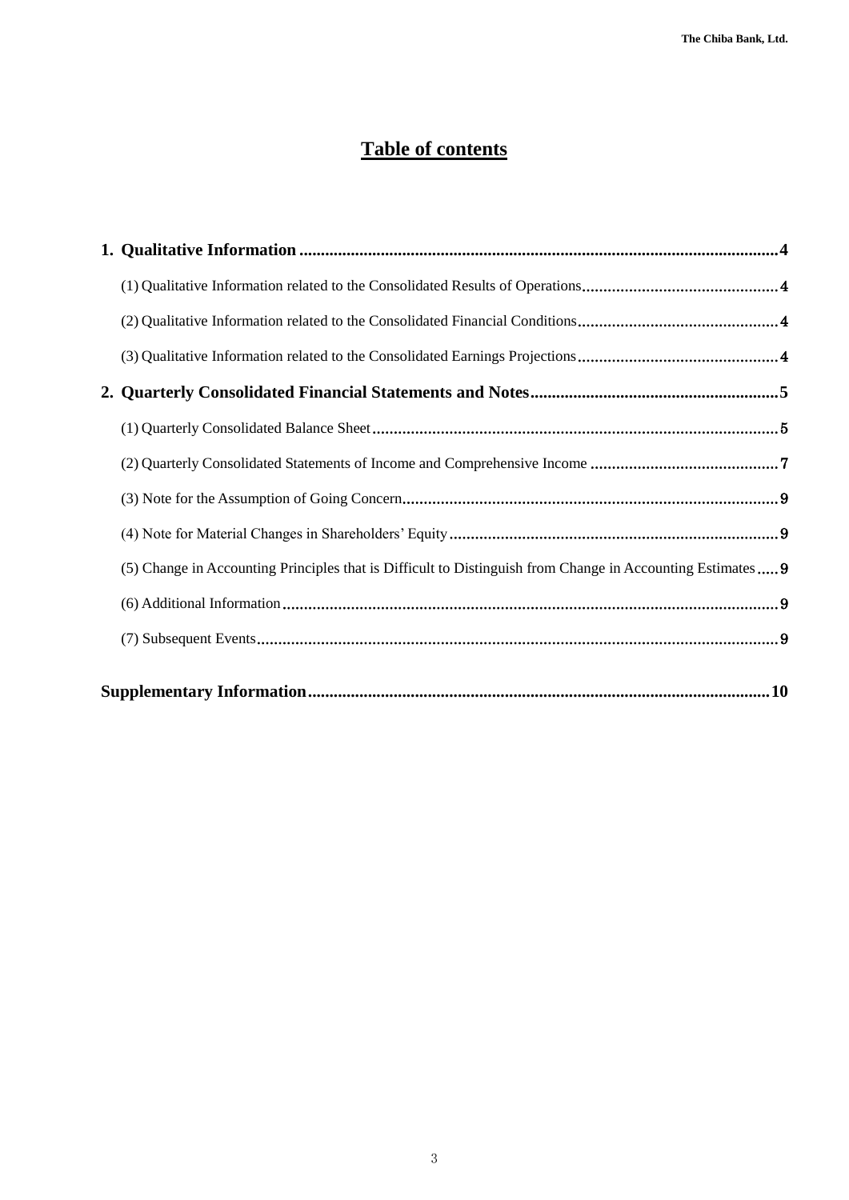# Table of contents

**1. Qualitative Information** .................................................. **4**

(1) Qualitative Information related to the Consolidated Results of Operations .................................................. 4

(2) Qualitative Information related to the Consolidated Financial Conditions .................................................. 4

(3) Qualitative Information related to the Consolidated Earnings Projections .................................................. 4

**2. Quarterly Consolidated Financial Statements and Notes** .................................................. **5**

(1) Quarterly Consolidated Balance Sheet .................................................. 5

(2) Quarterly Consolidated Statements of Income and Comprehensive Income .................................................. 7

(3) Note for the Assumption of Going Concern .................................................. 9

(4) Note for Material Changes in Shareholders' Equity .................................................. 9

(5) Change in Accounting Principles that is Difficult to Distinguish from Change in Accounting Estimates ..... 9

(6) Additional Information .................................................. 9

(7) Subsequent Events .................................................. 9

**Supplementary Information** .................................................. **10**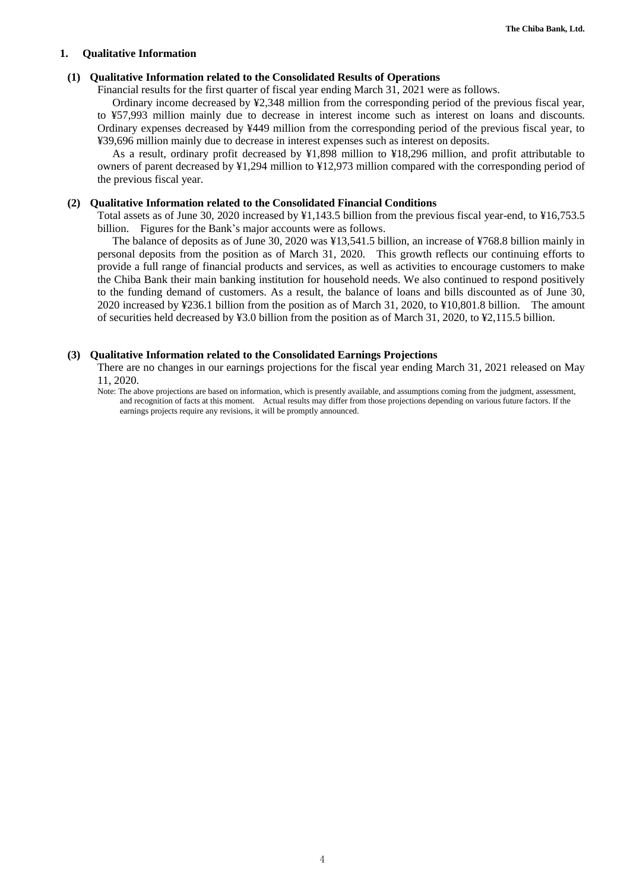## 1. Qualitative Information

### (1) Qualitative Information related to the Consolidated Results of Operations

Financial results for the first quarter of fiscal year ending March 31, 2021 were as follows.

Ordinary income decreased by ¥2,348 million from the corresponding period of the previous fiscal year, to ¥57,993 million mainly due to decrease in interest income such as interest on loans and discounts. Ordinary expenses decreased by ¥449 million from the corresponding period of the previous fiscal year, to ¥39,696 million mainly due to decrease in interest expenses such as interest on deposits.

As a result, ordinary profit decreased by ¥1,898 million to ¥18,296 million, and profit attributable to owners of parent decreased by ¥1,294 million to ¥12,973 million compared with the corresponding period of the previous fiscal year.

### (2) Qualitative Information related to the Consolidated Financial Conditions

Total assets as of June 30, 2020 increased by ¥1,143.5 billion from the previous fiscal year-end, to ¥16,753.5 billion. Figures for the Bank's major accounts were as follows.

The balance of deposits as of June 30, 2020 was ¥13,541.5 billion, an increase of ¥768.8 billion mainly in personal deposits from the position as of March 31, 2020. This growth reflects our continuing efforts to provide a full range of financial products and services, as well as activities to encourage customers to make the Chiba Bank their main banking institution for household needs. We also continued to respond positively to the funding demand of customers. As a result, the balance of loans and bills discounted as of June 30, 2020 increased by ¥236.1 billion from the position as of March 31, 2020, to ¥10,801.8 billion. The amount of securities held decreased by ¥3.0 billion from the position as of March 31, 2020, to ¥2,115.5 billion.

### (3) Qualitative Information related to the Consolidated Earnings Projections

There are no changes in our earnings projections for the fiscal year ending March 31, 2021 released on May 11, 2020.

Note: The above projections are based on information, which is presently available, and assumptions coming from the judgment, assessment, and recognition of facts at this moment. Actual results may differ from those projections depending on various future factors. If the earnings projects require any revisions, it will be promptly announced.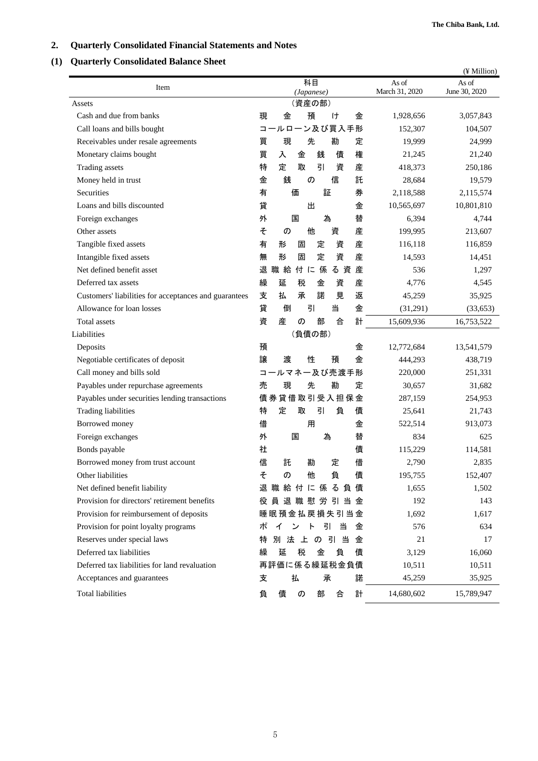## 2. Quarterly Consolidated Financial Statements and Notes

### (1) Quarterly Consolidated Balance Sheet

(¥ Million)

| Item | 科目 (*Japanese*) | As of March 31, 2020 | As of June 30, 2020 |
|---|---|---|---|
| Assets | （資産の部） | | |
| Cash and due from banks | 現金預け金 | 1,928,656 | 3,057,843 |
| Call loans and bills bought | コールローン及び買入手形 | 152,307 | 104,507 |
| Receivables under resale agreements | 買現先勘定 | 19,999 | 24,999 |
| Monetary claims bought | 買入金銭債権 | 21,245 | 21,240 |
| Trading assets | 特定取引資産 | 418,373 | 250,186 |
| Money held in trust | 金銭の信託 | 28,684 | 19,579 |
| Securities | 有価証券 | 2,118,588 | 2,115,574 |
| Loans and bills discounted | 貸出金 | 10,565,697 | 10,801,810 |
| Foreign exchanges | 外国為替 | 6,394 | 4,744 |
| Other assets | その他資産 | 199,995 | 213,607 |
| Tangible fixed assets | 有形固定資産 | 116,118 | 116,859 |
| Intangible fixed assets | 無形固定資産 | 14,593 | 14,451 |
| Net defined benefit asset | 退職給付に係る資産 | 536 | 1,297 |
| Deferred tax assets | 繰延税金資産 | 4,776 | 4,545 |
| Customers' liabilities for acceptances and guarantees | 支払承諾見返 | 45,259 | 35,925 |
| Allowance for loan losses | 貸倒引当金 | (31,291) | (33,653) |
| Total assets | 資産の部合計 | 15,609,936 | 16,753,522 |
| Liabilities | （負債の部） | | |
| Deposits | 預金 | 12,772,684 | 13,541,579 |
| Negotiable certificates of deposit | 譲渡性預金 | 444,293 | 438,719 |
| Call money and bills sold | コールマネー及び売渡手形 | 220,000 | 251,331 |
| Payables under repurchase agreements | 売現先勘定 | 30,657 | 31,682 |
| Payables under securities lending transactions | 債券貸借取引受入担保金 | 287,159 | 254,953 |
| Trading liabilities | 特定取引負債 | 25,641 | 21,743 |
| Borrowed money | 借用金 | 522,514 | 913,073 |
| Foreign exchanges | 外国為替 | 834 | 625 |
| Bonds payable | 社債 | 115,229 | 114,581 |
| Borrowed money from trust account | 信託勘定借 | 2,790 | 2,835 |
| Other liabilities | その他負債 | 195,755 | 152,407 |
| Net defined benefit liability | 退職給付に係る負債 | 1,655 | 1,502 |
| Provision for directors' retirement benefits | 役員退職慰労引当金 | 192 | 143 |
| Provision for reimbursement of deposits | 睡眠預金払戻損失引当金 | 1,692 | 1,617 |
| Provision for point loyalty programs | ポイント引当金 | 576 | 634 |
| Reserves under special laws | 特別法上の引当金 | 21 | 17 |
| Deferred tax liabilities | 繰延税金負債 | 3,129 | 16,060 |
| Deferred tax liabilities for land revaluation | 再評価に係る繰延税金負債 | 10,511 | 10,511 |
| Acceptances and guarantees | 支払承諾 | 45,259 | 35,925 |
| Total liabilities | 負債の部合計 | 14,680,602 | 15,789,947 |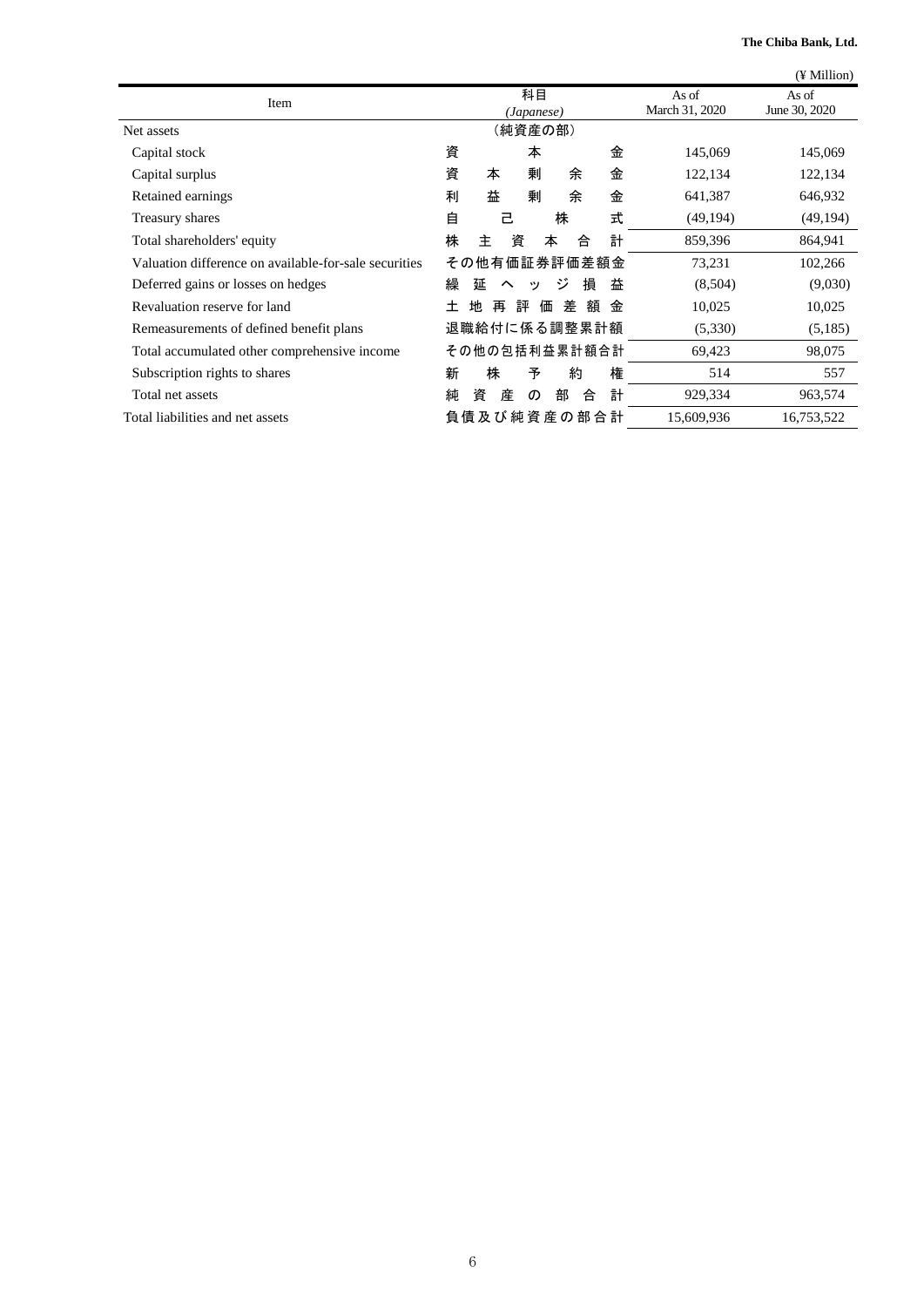(¥ Million)

| Item | 科目 (*Japanese*) | As of March 31, 2020 | As of June 30, 2020 |
|---|---|---|---|
| Net assets | （純資産の部） | | |
| Capital stock | 資本金 | 145,069 | 145,069 |
| Capital surplus | 資本剰余金 | 122,134 | 122,134 |
| Retained earnings | 利益剰余金 | 641,387 | 646,932 |
| Treasury shares | 自己株式 | (49,194) | (49,194) |
| Total shareholders' equity | 株主資本合計 | 859,396 | 864,941 |
| Valuation difference on available-for-sale securities | その他有価証券評価差額金 | 73,231 | 102,266 |
| Deferred gains or losses on hedges | 繰延ヘッジ損益 | (8,504) | (9,030) |
| Revaluation reserve for land | 土地再評価差額金 | 10,025 | 10,025 |
| Remeasurements of defined benefit plans | 退職給付に係る調整累計額 | (5,330) | (5,185) |
| Total accumulated other comprehensive income | その他の包括利益累計額合計 | 69,423 | 98,075 |
| Subscription rights to shares | 新株予約権 | 514 | 557 |
| Total net assets | 純資産の部合計 | 929,334 | 963,574 |
| Total liabilities and net assets | 負債及び純資産の部合計 | 15,609,936 | 16,753,522 |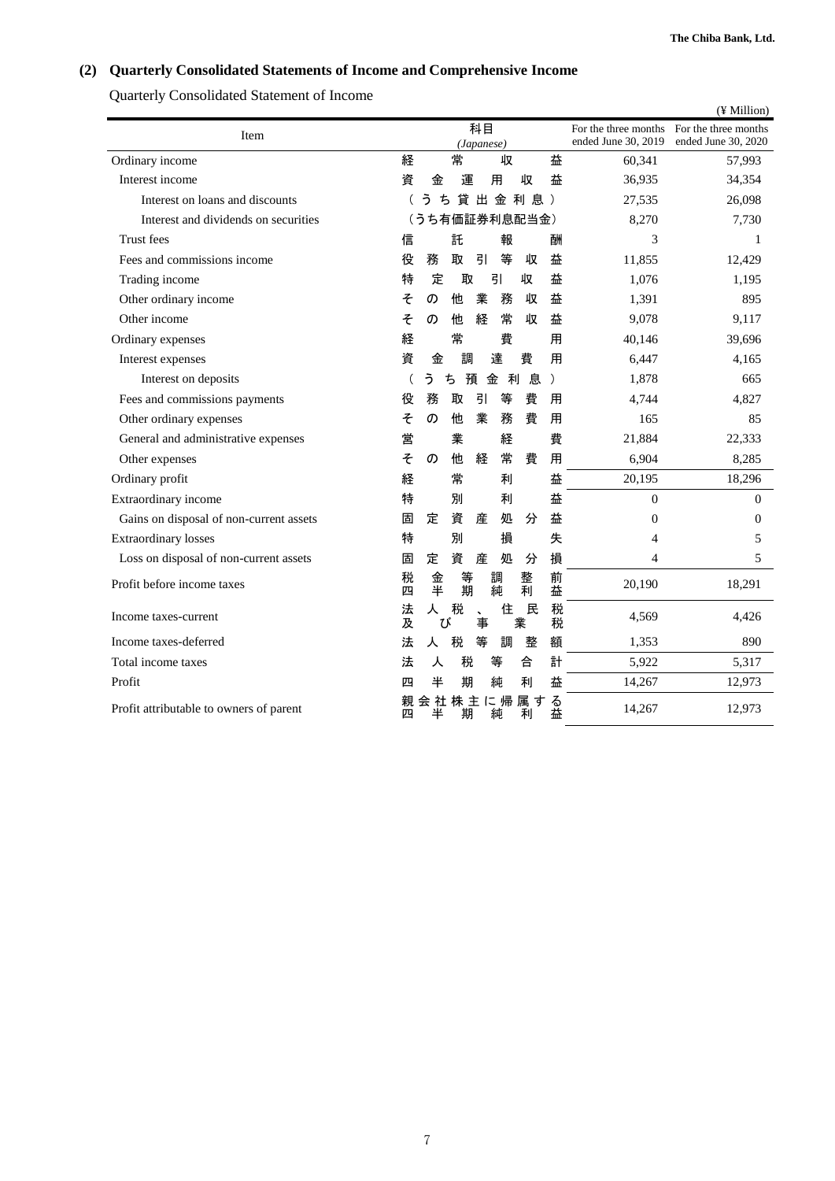## (2) Quarterly Consolidated Statements of Income and Comprehensive Income

Quarterly Consolidated Statement of Income

(¥ Million)

| Item | 科目 (Japanese) | For the three months ended June 30, 2019 | For the three months ended June 30, 2020 |
|---|---|---|---|
| Ordinary income | 経常収益 | 60,341 | 57,993 |
| Interest income | 資金運用収益 | 36,935 | 34,354 |
| Interest on loans and discounts | (うち貸出金利息) | 27,535 | 26,098 |
| Interest and dividends on securities | (うち有価証券利息配当金) | 8,270 | 7,730 |
| Trust fees | 信託報酬 | 3 | 1 |
| Fees and commissions income | 役務取引等収益 | 11,855 | 12,429 |
| Trading income | 特定取引収益 | 1,076 | 1,195 |
| Other ordinary income | その他業務収益 | 1,391 | 895 |
| Other income | その他経常収益 | 9,078 | 9,117 |
| Ordinary expenses | 経常費用 | 40,146 | 39,696 |
| Interest expenses | 資金調達費用 | 6,447 | 4,165 |
| Interest on deposits | (うち預金利息) | 1,878 | 665 |
| Fees and commissions payments | 役務取引等費用 | 4,744 | 4,827 |
| Other ordinary expenses | その他業務費用 | 165 | 85 |
| General and administrative expenses | 営業経費 | 21,884 | 22,333 |
| Other expenses | その他経常費用 | 6,904 | 8,285 |
| Ordinary profit | 経常利益 | 20,195 | 18,296 |
| Extraordinary income | 特別利益 | 0 | 0 |
| Gains on disposal of non-current assets | 固定資産処分益 | 0 | 0 |
| Extraordinary losses | 特別損失 | 4 | 5 |
| Loss on disposal of non-current assets | 固定資産処分損 | 4 | 5 |
| Profit before income taxes | 税金等調整前四半期純利益 | 20,190 | 18,291 |
| Income taxes-current | 法人税、住民税及び事業税 | 4,569 | 4,426 |
| Income taxes-deferred | 法人税等調整額 | 1,353 | 890 |
| Total income taxes | 法人税等合計 | 5,922 | 5,317 |
| Profit | 四半期純利益 | 14,267 | 12,973 |
| Profit attributable to owners of parent | 親会社株主に帰属する四半期純利益 | 14,267 | 12,973 |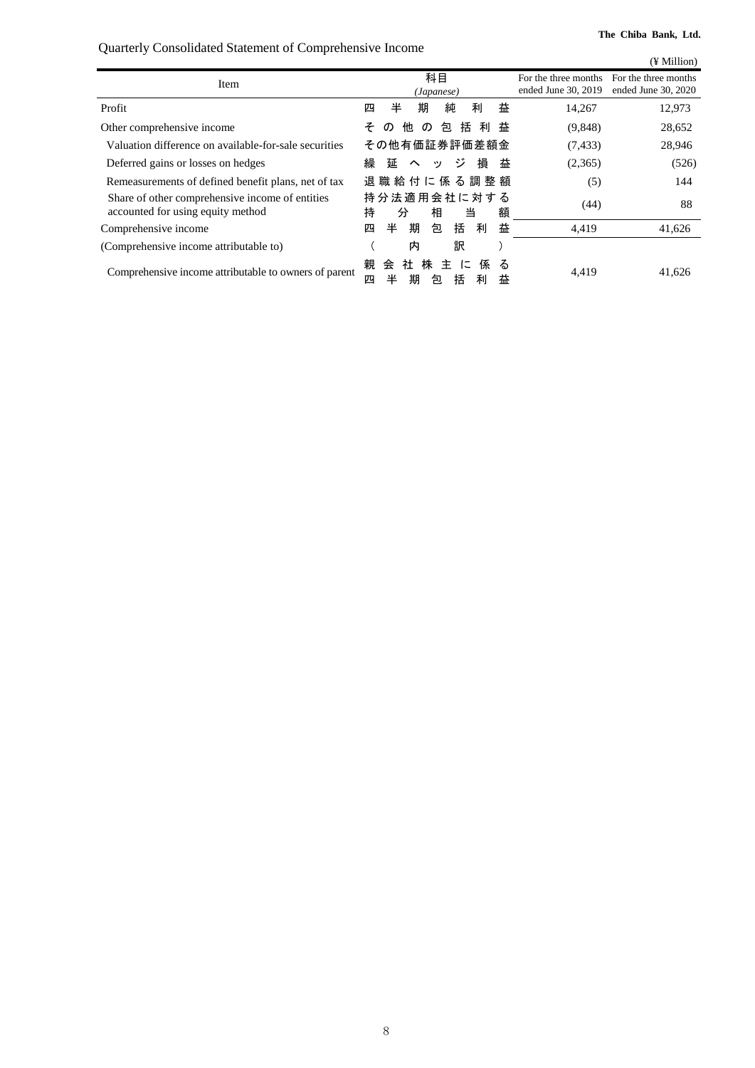**The Chiba Bank, Ltd.**

## Quarterly Consolidated Statement of Comprehensive Income

(¥ Million)

| Item | 科目 *(Japanese)* | For the three months ended June 30, 2019 | For the three months ended June 30, 2020 |
|---|---|---|---|
| Profit | 四半期純利益 | 14,267 | 12,973 |
| Other comprehensive income | その他の包括利益 | (9,848) | 28,652 |
| Valuation difference on available-for-sale securities | その他有価証券評価差額金 | (7,433) | 28,946 |
| Deferred gains or losses on hedges | 繰延ヘッジ損益 | (2,365) | (526) |
| Remeasurements of defined benefit plans, net of tax | 退職給付に係る調整額 | (5) | 144 |
| Share of other comprehensive income of entities accounted for using equity method | 持分法適用会社に対する持分相当額 | (44) | 88 |
| Comprehensive income | 四半期包括利益 | 4,419 | 41,626 |
| (Comprehensive income attributable to) | （内訳） | | |
| Comprehensive income attributable to owners of parent | 親会社株主に係る四半期包括利益 | 4,419 | 41,626 |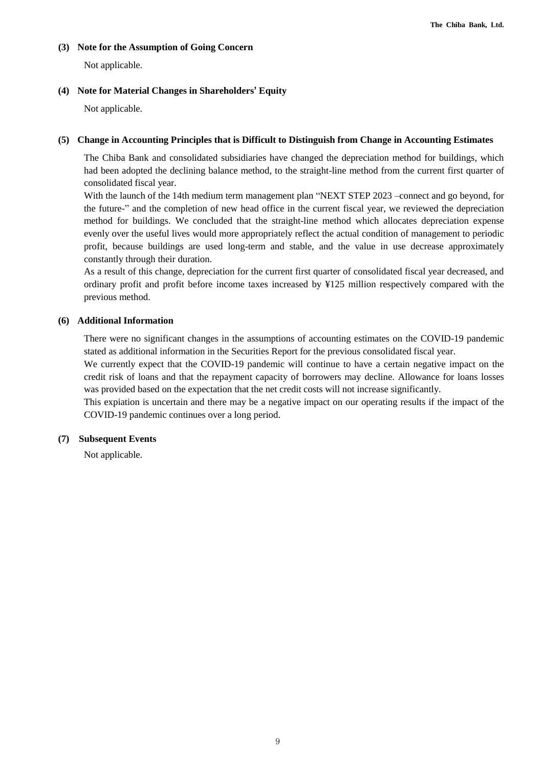### (3) Note for the Assumption of Going Concern

Not applicable.

### (4) Note for Material Changes in Shareholders' Equity

Not applicable.

### (5) Change in Accounting Principles that is Difficult to Distinguish from Change in Accounting Estimates

The Chiba Bank and consolidated subsidiaries have changed the depreciation method for buildings, which had been adopted the declining balance method, to the straight-line method from the current first quarter of consolidated fiscal year.

With the launch of the 14th medium term management plan "NEXT STEP 2023 –connect and go beyond, for the future-" and the completion of new head office in the current fiscal year, we reviewed the depreciation method for buildings. We concluded that the straight-line method which allocates depreciation expense evenly over the useful lives would more appropriately reflect the actual condition of management to periodic profit, because buildings are used long-term and stable, and the value in use decrease approximately constantly through their duration.

As a result of this change, depreciation for the current first quarter of consolidated fiscal year decreased, and ordinary profit and profit before income taxes increased by ¥125 million respectively compared with the previous method.

### (6) Additional Information

There were no significant changes in the assumptions of accounting estimates on the COVID-19 pandemic stated as additional information in the Securities Report for the previous consolidated fiscal year.

We currently expect that the COVID-19 pandemic will continue to have a certain negative impact on the credit risk of loans and that the repayment capacity of borrowers may decline. Allowance for loans losses was provided based on the expectation that the net credit costs will not increase significantly.

This expiation is uncertain and there may be a negative impact on our operating results if the impact of the COVID-19 pandemic continues over a long period.

### (7) Subsequent Events

Not applicable.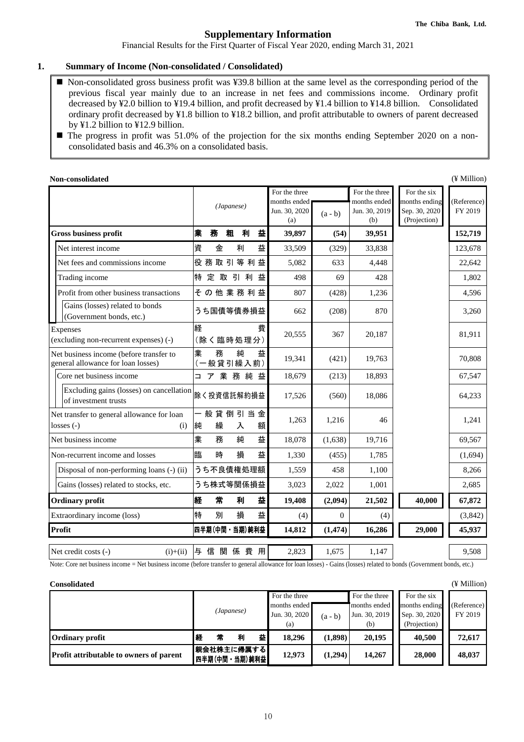**The Chiba Bank, Ltd.**

# Supplementary Information

Financial Results for the First Quarter of Fiscal Year 2020, ending March 31, 2021

## 1. Summary of Income (Non-consolidated / Consolidated)

- Non-consolidated gross business profit was ¥39.8 billion at the same level as the corresponding period of the previous fiscal year mainly due to an increase in net fees and commissions income. Ordinary profit decreased by ¥2.0 billion to ¥19.4 billion, and profit decreased by ¥1.4 billion to ¥14.8 billion. Consolidated ordinary profit decreased by ¥1.8 billion to ¥18.2 billion, and profit attributable to owners of parent decreased by ¥1.2 billion to ¥12.9 billion.
- The progress in profit was 51.0% of the projection for the six months ending September 2020 on a non-consolidated basis and 46.3% on a consolidated basis.

**Non-consolidated** (¥ Million)

| | *(Japanese)* | For the three months ended Jun. 30, 2020 (a) | (a - b) | For the three months ended Jun. 30, 2019 (b) | For the six months ending Sep. 30, 2020 (Projection) | (Reference) FY 2019 |
|---|---|---|---|---|---|---|
| **Gross business profit** | 業務粗利益 | **39,897** | **(54)** | **39,951** | | **152,719** |
| Net interest income | 資金利益 | 33,509 | (329) | 33,838 | | 123,678 |
| Net fees and commissions income | 役務取引等利益 | 5,082 | 633 | 4,448 | | 22,642 |
| Trading income | 特定取引利益 | 498 | 69 | 428 | | 1,802 |
| Profit from other business transactions | その他業務利益 | 807 | (428) | 1,236 | | 4,596 |
| Gains (losses) related to bonds (Government bonds, etc.) | うち国債等債券損益 | 662 | (208) | 870 | | 3,260 |
| Expenses (excluding non-recurrent expenses) (-) | 経費（除く臨時処理分） | 20,555 | 367 | 20,187 | | 81,911 |
| Net business income (before transfer to general allowance for loan losses) | 業務純益（一般貸引繰入前） | 19,341 | (421) | 19,763 | | 70,808 |
| Core net business income | コア業務純益 | 18,679 | (213) | 18,893 | | 67,547 |
| Excluding gains (losses) on cancellation of investment trusts | 除く投資信託解約損益 | 17,526 | (560) | 18,086 | | 64,233 |
| Net transfer to general allowance for loan losses (-) (i) | 一般貸倒引当金純繰入額 | 1,263 | 1,216 | 46 | | 1,241 |
| Net business income | 業務純益 | 18,078 | (1,638) | 19,716 | | 69,567 |
| Non-recurrent income and losses | 臨時損益 | 1,330 | (455) | 1,785 | | (1,694) |
| Disposal of non-performing loans (-) (ii) | うち不良債権処理額 | 1,559 | 458 | 1,100 | | 8,266 |
| Gains (losses) related to stocks, etc. | うち株式等関係損益 | 3,023 | 2,022 | 1,001 | | 2,685 |
| **Ordinary profit** | 経常利益 | **19,408** | **(2,094)** | **21,502** | **40,000** | **67,872** |
| Extraordinary income (loss) | 特別損益 | (4) | 0 | (4) | | (3,842) |
| **Profit** | 四半期（中間・当期）純利益 | **14,812** | **(1,474)** | **16,286** | **29,000** | **45,937** |
| Net credit costs (-) (i)+(ii) | 与信関係費用 | 2,823 | 1,675 | 1,147 | | 9,508 |

Note: Core net business income = Net business income (before transfer to general allowance for loan losses) - Gains (losses) related to bonds (Government bonds, etc.)

**Consolidated** (¥ Million)

| | *(Japanese)* | For the three months ended Jun. 30, 2020 (a) | (a - b) | For the three months ended Jun. 30, 2019 (b) | For the six months ending Sep. 30, 2020 (Projection) | (Reference) FY 2019 |
|---|---|---|---|---|---|---|
| **Ordinary profit** | 経常利益 | **18,296** | **(1,898)** | **20,195** | **40,500** | **72,617** |
| **Profit attributable to owners of parent** | 親会社株主に帰属する四半期（中間・当期）純利益 | **12,973** | **(1,294)** | **14,267** | **28,000** | **48,037** |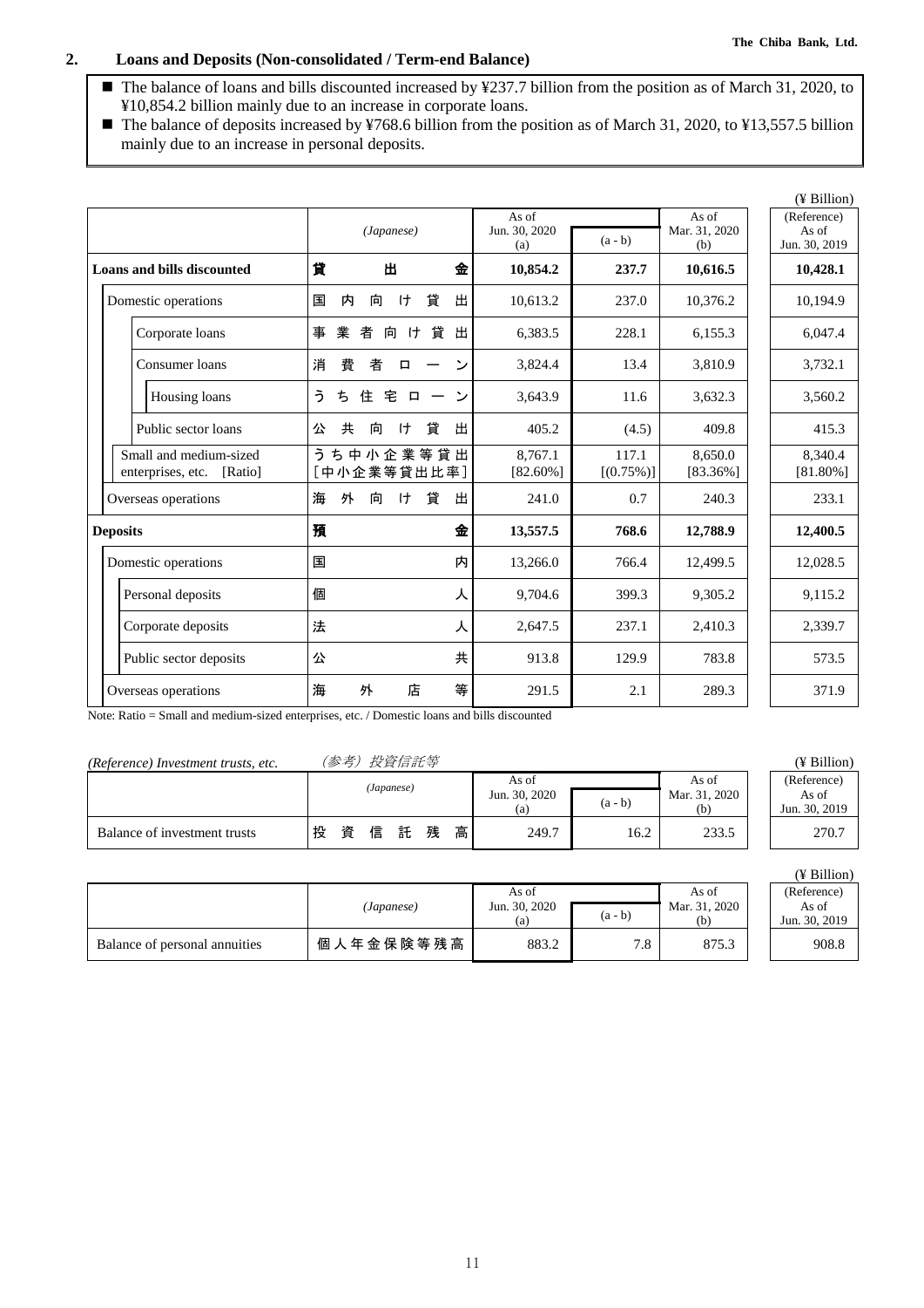## 2. Loans and Deposits (Non-consolidated / Term-end Balance)

- The balance of loans and bills discounted increased by ¥237.7 billion from the position as of March 31, 2020, to ¥10,854.2 billion mainly due to an increase in corporate loans.
- The balance of deposits increased by ¥768.6 billion from the position as of March 31, 2020, to ¥13,557.5 billion mainly due to an increase in personal deposits.

(¥ Billion)

| | (Japanese) | As of Jun. 30, 2020 (a) | (a - b) | As of Mar. 31, 2020 (b) | (Reference) As of Jun. 30, 2019 |
|---|---|---|---|---|---|
| **Loans and bills discounted** | 貸出金 | **10,854.2** | **237.7** | **10,616.5** | **10,428.1** |
| Domestic operations | 国内向け貸出 | 10,613.2 | 237.0 | 10,376.2 | 10,194.9 |
| Corporate loans | 事業者向け貸出 | 6,383.5 | 228.1 | 6,155.3 | 6,047.4 |
| Consumer loans | 消費者ローン | 3,824.4 | 13.4 | 3,810.9 | 3,732.1 |
| Housing loans | うち住宅ローン | 3,643.9 | 11.6 | 3,632.3 | 3,560.2 |
| Public sector loans | 公共向け貸出 | 405.2 | (4.5) | 409.8 | 415.3 |
| Small and medium-sized enterprises, etc. [Ratio] | うち中小企業等貸出 [中小企業等貸出比率] | 8,767.1 [82.60%] | 117.1 [(0.75%)] | 8,650.0 [83.36%] | 8,340.4 [81.80%] |
| Overseas operations | 海外向け貸出 | 241.0 | 0.7 | 240.3 | 233.1 |
| **Deposits** | 預金 | **13,557.5** | **768.6** | **12,788.9** | **12,400.5** |
| Domestic operations | 国内 | 13,266.0 | 766.4 | 12,499.5 | 12,028.5 |
| Personal deposits | 個人 | 9,704.6 | 399.3 | 9,305.2 | 9,115.2 |
| Corporate deposits | 法人 | 2,647.5 | 237.1 | 2,410.3 | 2,339.7 |
| Public sector deposits | 公共 | 913.8 | 129.9 | 783.8 | 573.5 |
| Overseas operations | 海外店等 | 291.5 | 2.1 | 289.3 | 371.9 |

Note: Ratio = Small and medium-sized enterprises, etc. / Domestic loans and bills discounted

*(Reference) Investment trusts, etc.* *（参考）投資信託等*

(¥ Billion)

| | (Japanese) | As of Jun. 30, 2020 (a) | (a - b) | As of Mar. 31, 2020 (b) | (Reference) As of Jun. 30, 2019 |
|---|---|---|---|---|---|
| Balance of investment trusts | 投資信託残高 | 249.7 | 16.2 | 233.5 | 270.7 |

(¥ Billion)

| | (Japanese) | As of Jun. 30, 2020 (a) | (a - b) | As of Mar. 31, 2020 (b) | (Reference) As of Jun. 30, 2019 |
|---|---|---|---|---|---|
| Balance of personal annuities | 個人年金保険等残高 | 883.2 | 7.8 | 875.3 | 908.8 |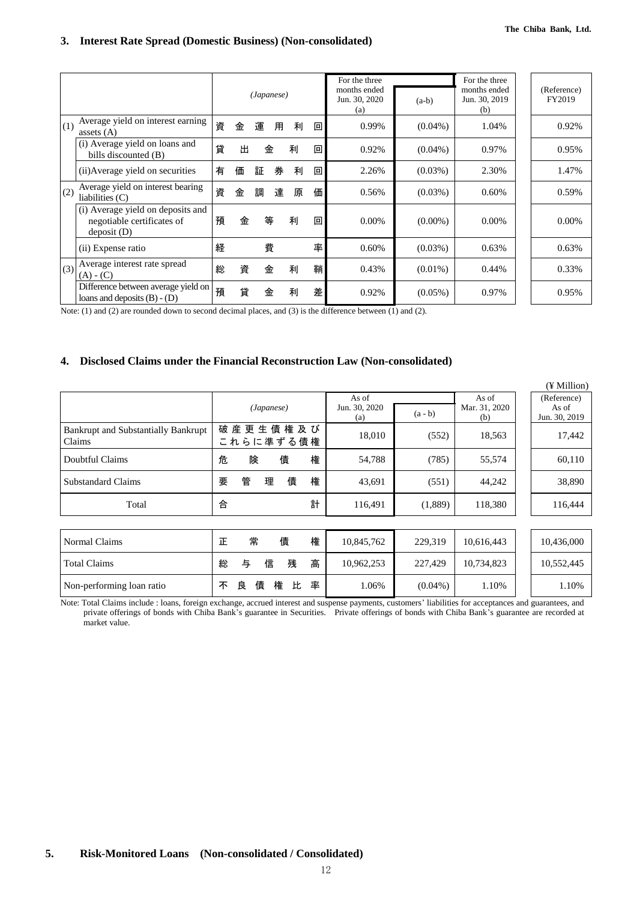## 3. Interest Rate Spread (Domestic Business) (Non-consolidated)

| | | (Japanese) | For the three months ended Jun. 30, 2020 (a) | (a-b) | For the three months ended Jun. 30, 2019 (b) | (Reference) FY2019 |
|---|---|---|---|---|---|---|
| (1) | Average yield on interest earning assets (A) | 資金運用利回 | 0.99% | (0.04%) | 1.04% | 0.92% |
| | (i) Average yield on loans and bills discounted (B) | 貸出金利回 | 0.92% | (0.04%) | 0.97% | 0.95% |
| | (ii)Average yield on securities | 有価証券利回 | 2.26% | (0.03%) | 2.30% | 1.47% |
| (2) | Average yield on interest bearing liabilities (C) | 資金調達原価 | 0.56% | (0.03%) | 0.60% | 0.59% |
| | (i) Average yield on deposits and negotiable certificates of deposit (D) | 預金等利回 | 0.00% | (0.00%) | 0.00% | 0.00% |
| | (ii) Expense ratio | 経費率 | 0.60% | (0.03%) | 0.63% | 0.63% |
| (3) | Average interest rate spread (A) - (C) | 総資金利鞘 | 0.43% | (0.01%) | 0.44% | 0.33% |
| | Difference between average yield on loans and deposits (B) - (D) | 預貸金利差 | 0.92% | (0.05%) | 0.97% | 0.95% |

Note: (1) and (2) are rounded down to second decimal places, and (3) is the difference between (1) and (2).

## 4. Disclosed Claims under the Financial Reconstruction Law (Non-consolidated)

(¥ Million)

| | (Japanese) | As of Jun. 30, 2020 (a) | (a - b) | As of Mar. 31, 2020 (b) | (Reference) As of Jun. 30, 2019 |
|---|---|---|---|---|---|
| Bankrupt and Substantially Bankrupt Claims | 破産更生債権及びこれらに準ずる債権 | 18,010 | (552) | 18,563 | 17,442 |
| Doubtful Claims | 危険債権 | 54,788 | (785) | 55,574 | 60,110 |
| Substandard Claims | 要管理債権 | 43,691 | (551) | 44,242 | 38,890 |
| Total | 合計 | 116,491 | (1,889) | 118,380 | 116,444 |
| Normal Claims | 正常債権 | 10,845,762 | 229,319 | 10,616,443 | 10,436,000 |
| Total Claims | 総与信残高 | 10,962,253 | 227,429 | 10,734,823 | 10,552,445 |
| Non-performing loan ratio | 不良債権比率 | 1.06% | (0.04%) | 1.10% | 1.10% |

Note: Total Claims include : loans, foreign exchange, accrued interest and suspense payments, customers' liabilities for acceptances and guarantees, and private offerings of bonds with Chiba Bank's guarantee in Securities. Private offerings of bonds with Chiba Bank's guarantee are recorded at market value.

## 5. Risk-Monitored Loans (Non-consolidated / Consolidated)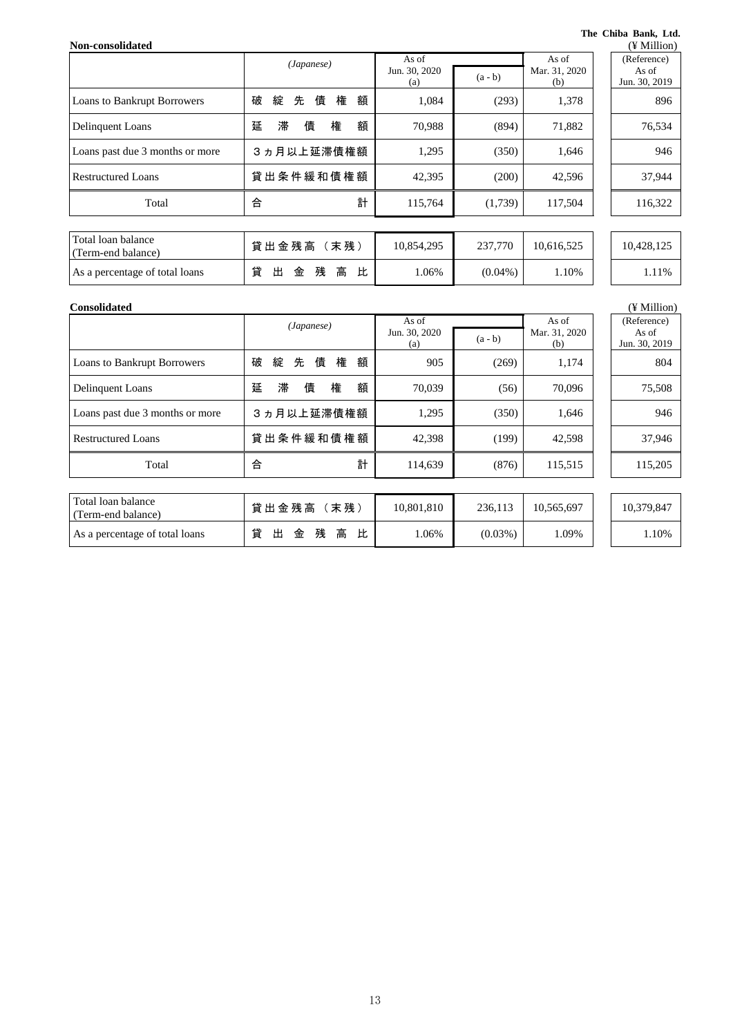The Chiba Bank, Ltd.

**Non-consolidated**

(¥ Million)

| | (Japanese) | As of Jun. 30, 2020 (a) | (a - b) | As of Mar. 31, 2020 (b) | (Reference) As of Jun. 30, 2019 |
|---|---|---|---|---|---|
| Loans to Bankrupt Borrowers | 破綻先債権額 | 1,084 | (293) | 1,378 | 896 |
| Delinquent Loans | 延滞債権額 | 70,988 | (894) | 71,882 | 76,534 |
| Loans past due 3 months or more | 3ヵ月以上延滞債権額 | 1,295 | (350) | 1,646 | 946 |
| Restructured Loans | 貸出条件緩和債権額 | 42,395 | (200) | 42,596 | 37,944 |
| Total | 合計 | 115,764 | (1,739) | 117,504 | 116,322 |
| Total loan balance (Term-end balance) | 貸出金残高（末残） | 10,854,295 | 237,770 | 10,616,525 | 10,428,125 |
| As a percentage of total loans | 貸出金残高比 | 1.06% | (0.04%) | 1.10% | 1.11% |

**Consolidated**

(¥ Million)

| | (Japanese) | As of Jun. 30, 2020 (a) | (a - b) | As of Mar. 31, 2020 (b) | (Reference) As of Jun. 30, 2019 |
|---|---|---|---|---|---|
| Loans to Bankrupt Borrowers | 破綻先債権額 | 905 | (269) | 1,174 | 804 |
| Delinquent Loans | 延滞債権額 | 70,039 | (56) | 70,096 | 75,508 |
| Loans past due 3 months or more | 3ヵ月以上延滞債権額 | 1,295 | (350) | 1,646 | 946 |
| Restructured Loans | 貸出条件緩和債権額 | 42,398 | (199) | 42,598 | 37,946 |
| Total | 合計 | 114,639 | (876) | 115,515 | 115,205 |
| Total loan balance (Term-end balance) | 貸出金残高（末残） | 10,801,810 | 236,113 | 10,565,697 | 10,379,847 |
| As a percentage of total loans | 貸出金残高比 | 1.06% | (0.03%) | 1.09% | 1.10% |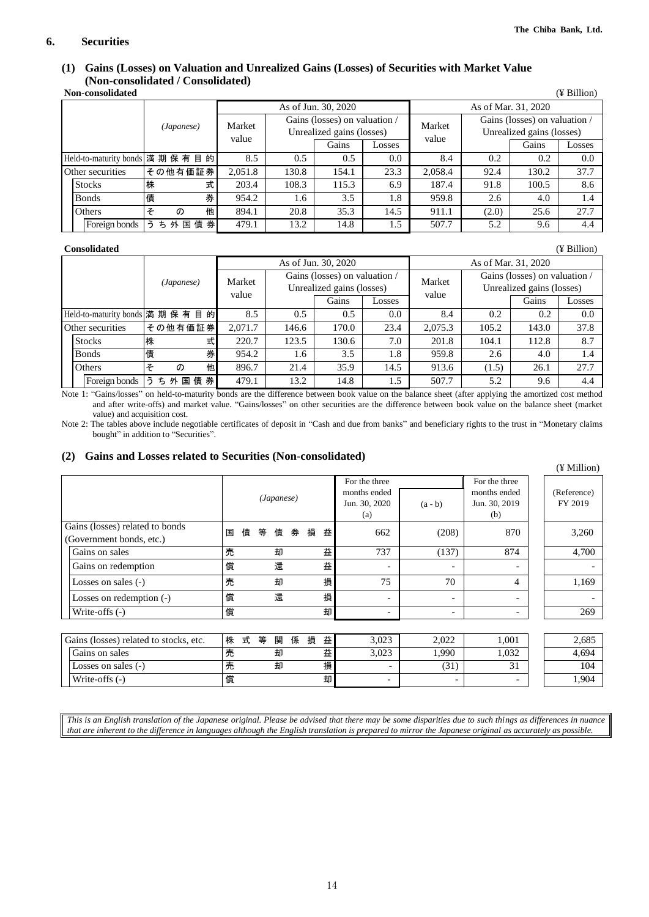## 6. Securities

### (1) Gains (Losses) on Valuation and Unrealized Gains (Losses) of Securities with Market Value (Non-consolidated / Consolidated)

**Non-consolidated** (¥ Billion)

| | (Japanese) | As of Jun. 30, 2020 | | | | As of Mar. 31, 2020 | | | |
|---|---|---|---|---|---|---|---|---|---|
| | | Market value | Gains (losses) on valuation / Unrealized gains (losses) | | | Market value | Gains (losses) on valuation / Unrealized gains (losses) | | |
| | | | | Gains | Losses | | | Gains | Losses |
| Held-to-maturity bonds | 満期保有目的 | 8.5 | 0.5 | 0.5 | 0.0 | 8.4 | 0.2 | 0.2 | 0.0 |
| Other securities | その他有価証券 | 2,051.8 | 130.8 | 154.1 | 23.3 | 2,058.4 | 92.4 | 130.2 | 37.7 |
| Stocks | 株式 | 203.4 | 108.3 | 115.3 | 6.9 | 187.4 | 91.8 | 100.5 | 8.6 |
| Bonds | 債券 | 954.2 | 1.6 | 3.5 | 1.8 | 959.8 | 2.6 | 4.0 | 1.4 |
| Others | その他 | 894.1 | 20.8 | 35.3 | 14.5 | 911.1 | (2.0) | 25.6 | 27.7 |
| Foreign bonds | うち外国債券 | 479.1 | 13.2 | 14.8 | 1.5 | 507.7 | 5.2 | 9.6 | 4.4 |

**Consolidated** (¥ Billion)

| | (Japanese) | As of Jun. 30, 2020 | | | | As of Mar. 31, 2020 | | | |
|---|---|---|---|---|---|---|---|---|---|
| | | Market value | Gains (losses) on valuation / Unrealized gains (losses) | | | Market value | Gains (losses) on valuation / Unrealized gains (losses) | | |
| | | | | Gains | Losses | | | Gains | Losses |
| Held-to-maturity bonds | 満期保有目的 | 8.5 | 0.5 | 0.5 | 0.0 | 8.4 | 0.2 | 0.2 | 0.0 |
| Other securities | その他有価証券 | 2,071.7 | 146.6 | 170.0 | 23.4 | 2,075.3 | 105.2 | 143.0 | 37.8 |
| Stocks | 株式 | 220.7 | 123.5 | 130.6 | 7.0 | 201.8 | 104.1 | 112.8 | 8.7 |
| Bonds | 債券 | 954.2 | 1.6 | 3.5 | 1.8 | 959.8 | 2.6 | 4.0 | 1.4 |
| Others | その他 | 896.7 | 21.4 | 35.9 | 14.5 | 913.6 | (1.5) | 26.1 | 27.7 |
| Foreign bonds | うち外国債券 | 479.1 | 13.2 | 14.8 | 1.5 | 507.7 | 5.2 | 9.6 | 4.4 |

Note 1: "Gains/losses" on held-to-maturity bonds are the difference between book value on the balance sheet (after applying the amortized cost method and after write-offs) and market value. "Gains/losses" on other securities are the difference between book value on the balance sheet (market value) and acquisition cost.

Note 2: The tables above include negotiable certificates of deposit in "Cash and due from banks" and beneficiary rights to the trust in "Monetary claims bought" in addition to "Securities".

### (2) Gains and Losses related to Securities (Non-consolidated)

(¥ Million)

| | (Japanese) | For the three months ended Jun. 30, 2020 (a) | (a - b) | For the three months ended Jun. 30, 2019 (b) | (Reference) FY 2019 |
|---|---|---|---|---|---|
| Gains (losses) related to bonds (Government bonds, etc.) | 国債等債券損益 | 662 | (208) | 870 | 3,260 |
| Gains on sales | 売却益 | 737 | (137) | 874 | 4,700 |
| Gains on redemption | 償還益 | - | - | - | - |
| Losses on sales (-) | 売却損 | 75 | 70 | 4 | 1,169 |
| Losses on redemption (-) | 償還損 | - | - | - | - |
| Write-offs (-) | 償却 | - | - | - | 269 |
| Gains (losses) related to stocks, etc. | 株式等関係損益 | 3,023 | 2,022 | 1,001 | 2,685 |
| Gains on sales | 売却益 | 3,023 | 1,990 | 1,032 | 4,694 |
| Losses on sales (-) | 売却損 | - | (31) | 31 | 104 |
| Write-offs (-) | 償却 | - | - | - | 1,904 |

*This is an English translation of the Japanese original. Please be advised that there may be some disparities due to such things as differences in nuance that are inherent to the difference in languages although the English translation is prepared to mirror the Japanese original as accurately as possible.*